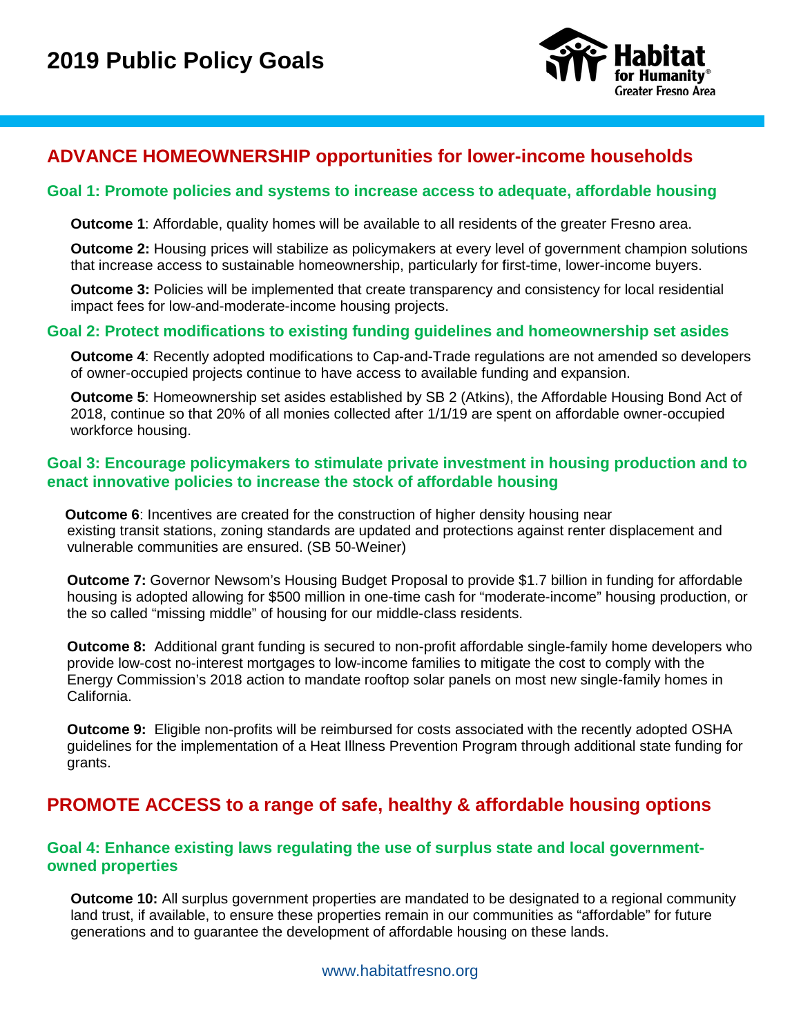# 2019 Public Policy Goals

Habitat for Humanity® Greater Fresno Area

## ADVANCE HOMEOWNERSHIP opportunities for lower-income households

### Goal 1: Promote policies and systems to increase access to adequate, affordable housing

**Outcome 1**: Affordable, quality homes will be available to all residents of the greater Fresno area.

**Outcome 2:** Housing prices will stabilize as policymakers at every level of government champion solutions that increase access to sustainable homeownership, particularly for first-time, lower-income buyers.

**Outcome 3:** Policies will be implemented that create transparency and consistency for local residential impact fees for low-and-moderate-income housing projects.

### Goal 2: Protect modifications to existing funding guidelines and homeownership set asides

**Outcome 4**: Recently adopted modifications to Cap-and-Trade regulations are not amended so developers of owner-occupied projects continue to have access to available funding and expansion.

**Outcome 5**: Homeownership set asides established by SB 2 (Atkins), the Affordable Housing Bond Act of 2018, continue so that 20% of all monies collected after 1/1/19 are spent on affordable owner-occupied workforce housing.

### Goal 3: Encourage policymakers to stimulate private investment in housing production and to enact innovative policies to increase the stock of affordable housing

**Outcome 6**: Incentives are created for the construction of higher density housing near existing transit stations, zoning standards are updated and protections against renter displacement and vulnerable communities are ensured. (SB 50-Weiner)

**Outcome 7:** Governor Newsom's Housing Budget Proposal to provide $1.7 billion in funding for affordable housing is adopted allowing for $500 million in one-time cash for "moderate-income" housing production, or the so called "missing middle" of housing for our middle-class residents.

**Outcome 8:** Additional grant funding is secured to non-profit affordable single-family home developers who provide low-cost no-interest mortgages to low-income families to mitigate the cost to comply with the Energy Commission's 2018 action to mandate rooftop solar panels on most new single-family homes in California.

**Outcome 9:** Eligible non-profits will be reimbursed for costs associated with the recently adopted OSHA guidelines for the implementation of a Heat Illness Prevention Program through additional state funding for grants.

## PROMOTE ACCESS to a range of safe, healthy & affordable housing options

### Goal 4: Enhance existing laws regulating the use of surplus state and local government-owned properties

**Outcome 10:** All surplus government properties are mandated to be designated to a regional community land trust, if available, to ensure these properties remain in our communities as "affordable" for future generations and to guarantee the development of affordable housing on these lands.

www.habitatfresno.org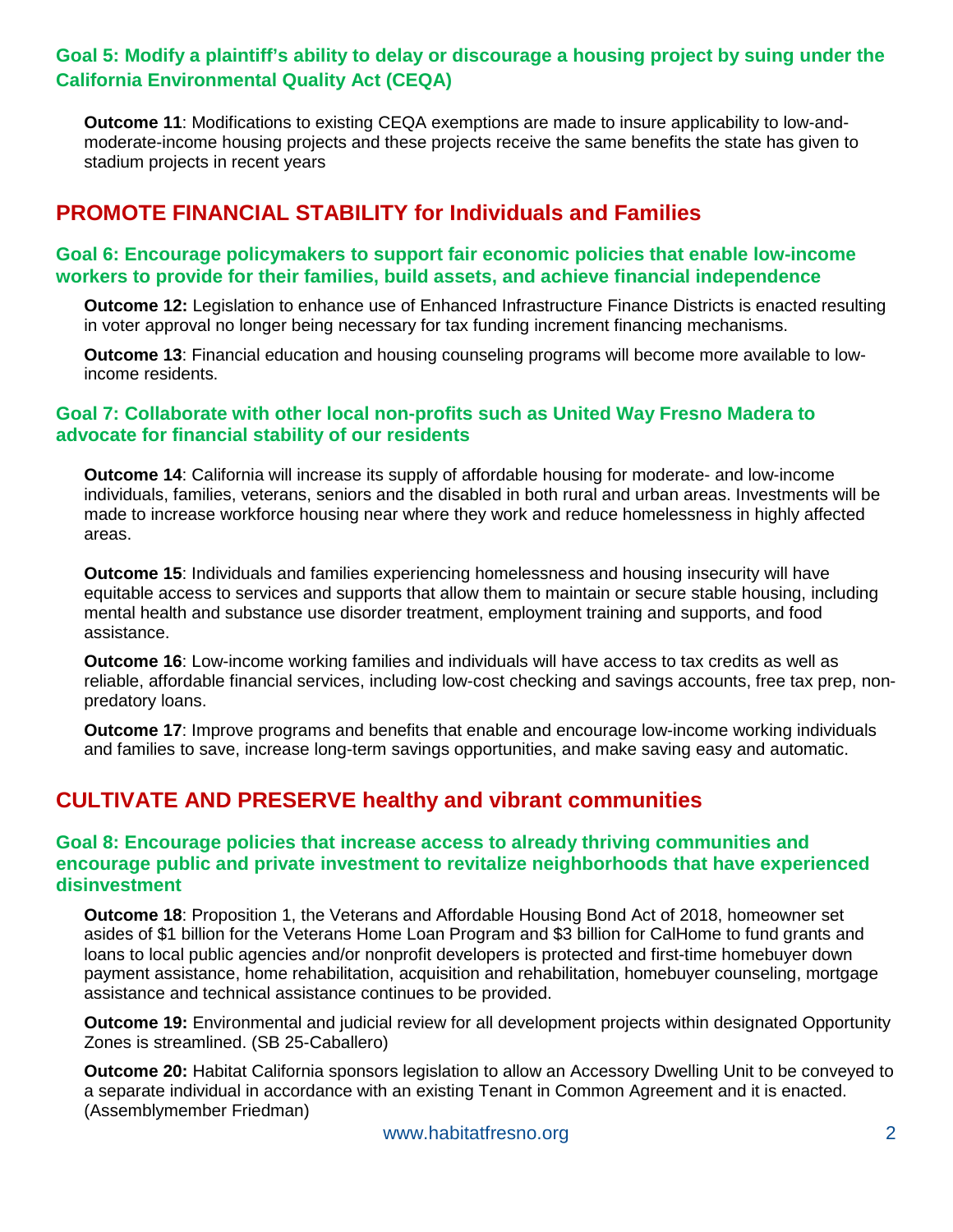### Goal 5: Modify a plaintiff's ability to delay or discourage a housing project by suing under the California Environmental Quality Act (CEQA)

**Outcome 11**: Modifications to existing CEQA exemptions are made to insure applicability to low-and-moderate-income housing projects and these projects receive the same benefits the state has given to stadium projects in recent years

## PROMOTE FINANCIAL STABILITY for Individuals and Families

### Goal 6: Encourage policymakers to support fair economic policies that enable low-income workers to provide for their families, build assets, and achieve financial independence

**Outcome 12:** Legislation to enhance use of Enhanced Infrastructure Finance Districts is enacted resulting in voter approval no longer being necessary for tax funding increment financing mechanisms.

**Outcome 13**: Financial education and housing counseling programs will become more available to low-income residents.

### Goal 7: Collaborate with other local non-profits such as United Way Fresno Madera to advocate for financial stability of our residents

**Outcome 14**: California will increase its supply of affordable housing for moderate- and low-income individuals, families, veterans, seniors and the disabled in both rural and urban areas. Investments will be made to increase workforce housing near where they work and reduce homelessness in highly affected areas.

**Outcome 15**: Individuals and families experiencing homelessness and housing insecurity will have equitable access to services and supports that allow them to maintain or secure stable housing, including mental health and substance use disorder treatment, employment training and supports, and food assistance.

**Outcome 16**: Low-income working families and individuals will have access to tax credits as well as reliable, affordable financial services, including low-cost checking and savings accounts, free tax prep, non-predatory loans.

**Outcome 17**: Improve programs and benefits that enable and encourage low-income working individuals and families to save, increase long-term savings opportunities, and make saving easy and automatic.

## CULTIVATE AND PRESERVE healthy and vibrant communities

### Goal 8: Encourage policies that increase access to already thriving communities and encourage public and private investment to revitalize neighborhoods that have experienced disinvestment

**Outcome 18**: Proposition 1, the Veterans and Affordable Housing Bond Act of 2018, homeowner set asides of $1 billion for the Veterans Home Loan Program and $3 billion for CalHome to fund grants and loans to local public agencies and/or nonprofit developers is protected and first-time homebuyer down payment assistance, home rehabilitation, acquisition and rehabilitation, homebuyer counseling, mortgage assistance and technical assistance continues to be provided.

**Outcome 19:** Environmental and judicial review for all development projects within designated Opportunity Zones is streamlined. (SB 25-Caballero)

**Outcome 20:** Habitat California sponsors legislation to allow an Accessory Dwelling Unit to be conveyed to a separate individual in accordance with an existing Tenant in Common Agreement and it is enacted. (Assemblymember Friedman)

www.habitatfresno.org